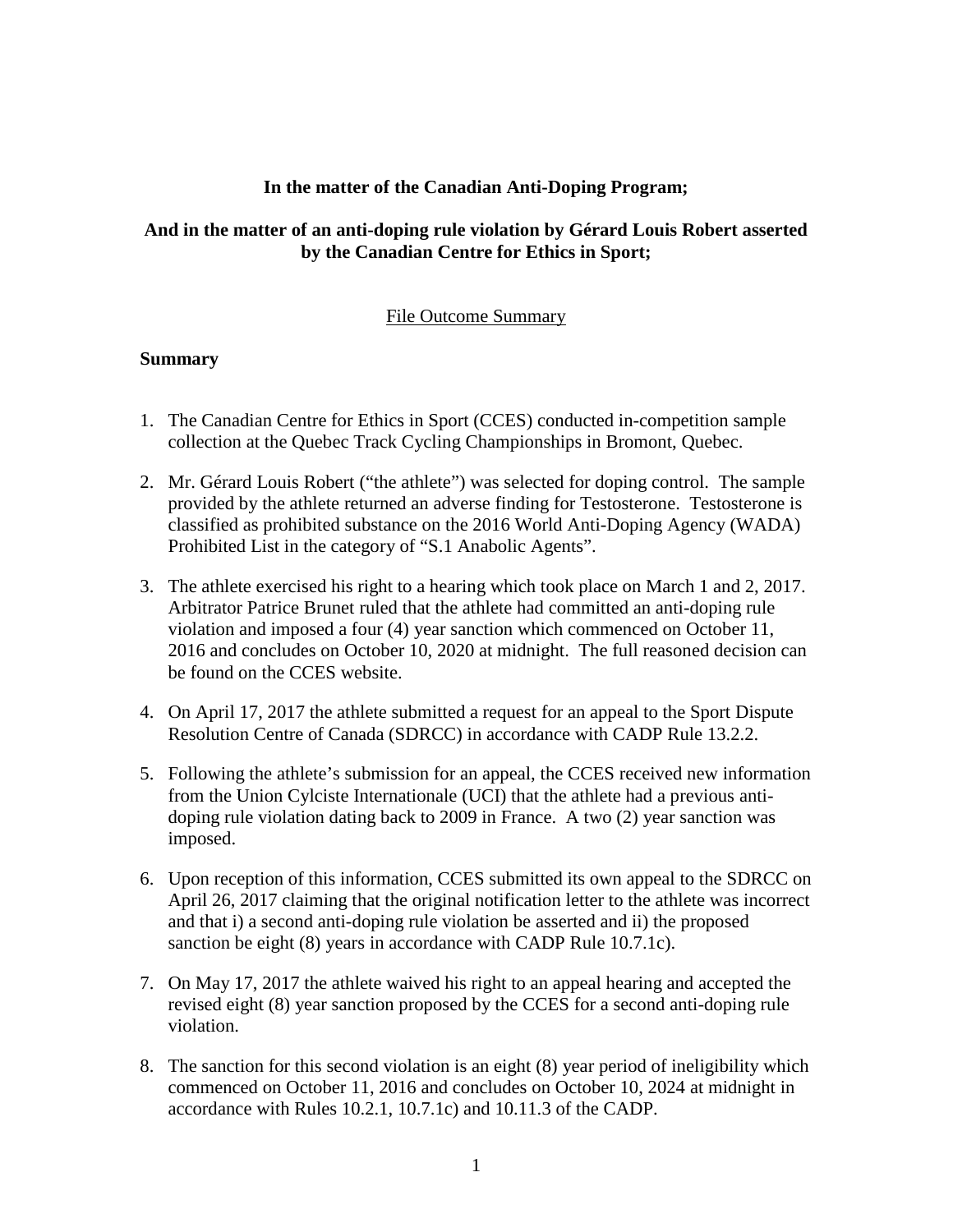**In the matter of the Canadian Anti-Doping Program;**

**And in the matter of an anti-doping rule violation by Gérard Louis Robert asserted by the Canadian Centre for Ethics in Sport;**

File Outcome Summary

**Summary**

1. The Canadian Centre for Ethics in Sport (CCES) conducted in-competition sample collection at the Quebec Track Cycling Championships in Bromont, Quebec.

2. Mr. Gérard Louis Robert ("the athlete") was selected for doping control. The sample provided by the athlete returned an adverse finding for Testosterone. Testosterone is classified as prohibited substance on the 2016 World Anti-Doping Agency (WADA) Prohibited List in the category of "S.1 Anabolic Agents".

3. The athlete exercised his right to a hearing which took place on March 1 and 2, 2017. Arbitrator Patrice Brunet ruled that the athlete had committed an anti-doping rule violation and imposed a four (4) year sanction which commenced on October 11, 2016 and concludes on October 10, 2020 at midnight. The full reasoned decision can be found on the CCES website.

4. On April 17, 2017 the athlete submitted a request for an appeal to the Sport Dispute Resolution Centre of Canada (SDRCC) in accordance with CADP Rule 13.2.2.

5. Following the athlete's submission for an appeal, the CCES received new information from the Union Cylciste Internationale (UCI) that the athlete had a previous anti-doping rule violation dating back to 2009 in France. A two (2) year sanction was imposed.

6. Upon reception of this information, CCES submitted its own appeal to the SDRCC on April 26, 2017 claiming that the original notification letter to the athlete was incorrect and that i) a second anti-doping rule violation be asserted and ii) the proposed sanction be eight (8) years in accordance with CADP Rule 10.7.1c).

7. On May 17, 2017 the athlete waived his right to an appeal hearing and accepted the revised eight (8) year sanction proposed by the CCES for a second anti-doping rule violation.

8. The sanction for this second violation is an eight (8) year period of ineligibility which commenced on October 11, 2016 and concludes on October 10, 2024 at midnight in accordance with Rules 10.2.1, 10.7.1c) and 10.11.3 of the CADP.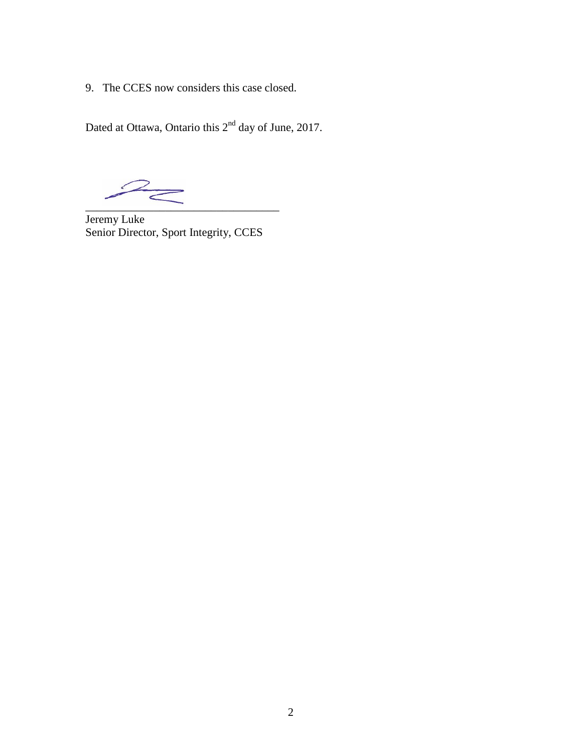9. The CCES now considers this case closed.

Dated at Ottawa, Ontario this 2nd day of June, 2017.

\_\_\_\_\_\_\_\_\_\_\_\_\_\_\_\_\_\_\_\_\_\_\_\_\_\_\_\_\_\_\_\_\_\_\_

Jeremy Luke
Senior Director, Sport Integrity, CCES